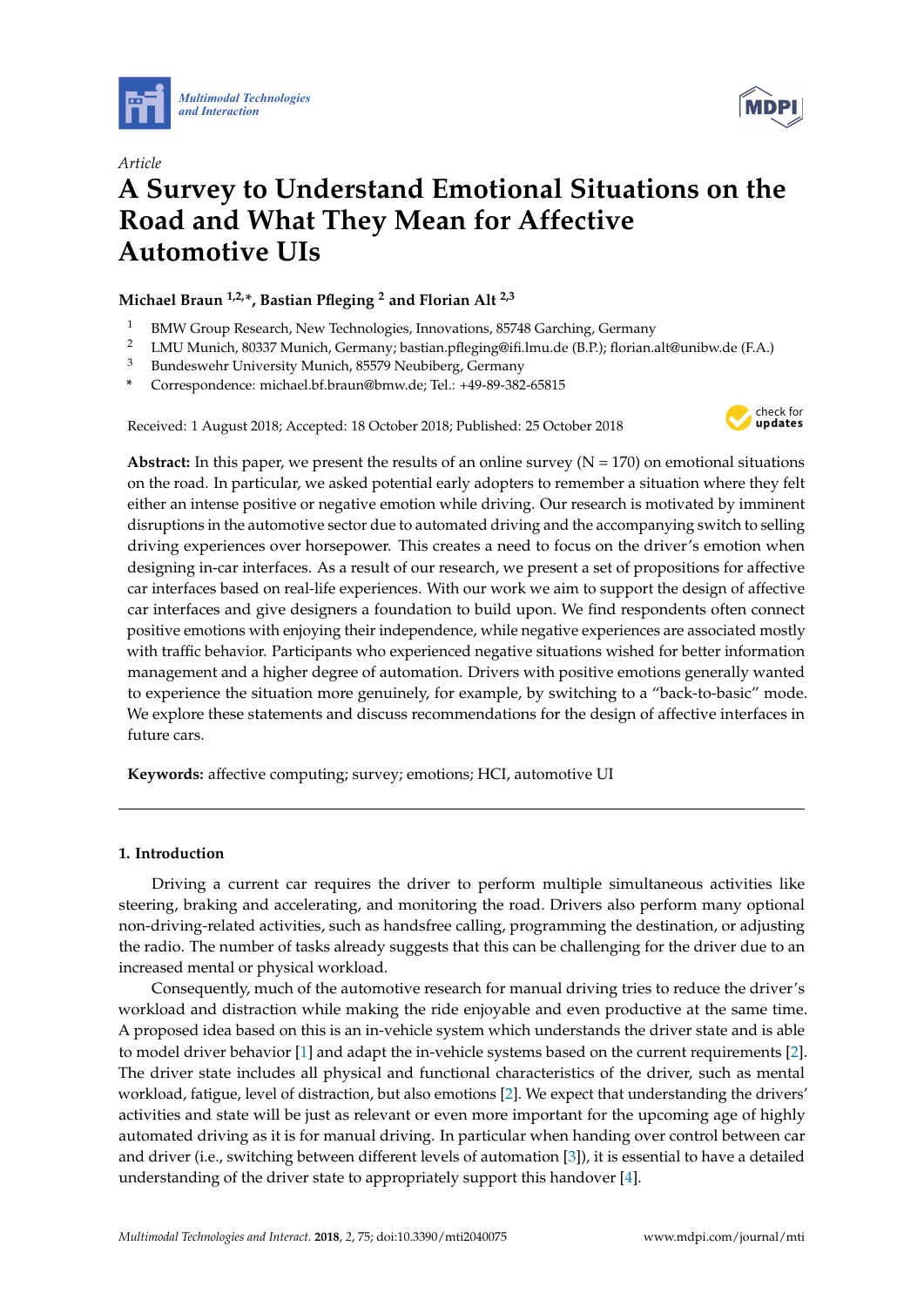*Article*

# A Survey to Understand Emotional Situations on the Road and What They Mean for Affective Automotive UIs

**Michael Braun [1,2,*], Bastian Pfleging [2] and Florian Alt [2,3]**

1 BMW Group Research, New Technologies, Innovations, 85748 Garching, Germany
2 LMU Munich, 80337 Munich, Germany; bastian.pfleging@ifi.lmu.de (B.P.); florian.alt@unibw.de (F.A.)
3 Bundeswehr University Munich, 85579 Neubiberg, Germany
* Correspondence: michael.bf.braun@bmw.de; Tel.: +49-89-382-65815

Received: 1 August 2018; Accepted: 18 October 2018; Published: 25 October 2018

**Abstract:** In this paper, we present the results of an online survey (N = 170) on emotional situations on the road. In particular, we asked potential early adopters to remember a situation where they felt either an intense positive or negative emotion while driving. Our research is motivated by imminent disruptions in the automotive sector due to automated driving and the accompanying switch to selling driving experiences over horsepower. This creates a need to focus on the driver's emotion when designing in-car interfaces. As a result of our research, we present a set of propositions for affective car interfaces based on real-life experiences. With our work we aim to support the design of affective car interfaces and give designers a foundation to build upon. We find respondents often connect positive emotions with enjoying their independence, while negative experiences are associated mostly with traffic behavior. Participants who experienced negative situations wished for better information management and a higher degree of automation. Drivers with positive emotions generally wanted to experience the situation more genuinely, for example, by switching to a "back-to-basic" mode. We explore these statements and discuss recommendations for the design of affective interfaces in future cars.

**Keywords:** affective computing; survey; emotions; HCI, automotive UI

## 1. Introduction

Driving a current car requires the driver to perform multiple simultaneous activities like steering, braking and accelerating, and monitoring the road. Drivers also perform many optional non-driving-related activities, such as handsfree calling, programming the destination, or adjusting the radio. The number of tasks already suggests that this can be challenging for the driver due to an increased mental or physical workload.

Consequently, much of the automotive research for manual driving tries to reduce the driver's workload and distraction while making the ride enjoyable and even productive at the same time. A proposed idea based on this is an in-vehicle system which understands the driver state and is able to model driver behavior [1] and adapt the in-vehicle systems based on the current requirements [2]. The driver state includes all physical and functional characteristics of the driver, such as mental workload, fatigue, level of distraction, but also emotions [2]. We expect that understanding the drivers' activities and state will be just as relevant or even more important for the upcoming age of highly automated driving as it is for manual driving. In particular when handing over control between car and driver (i.e., switching between different levels of automation [3]), it is essential to have a detailed understanding of the driver state to appropriately support this handover [4].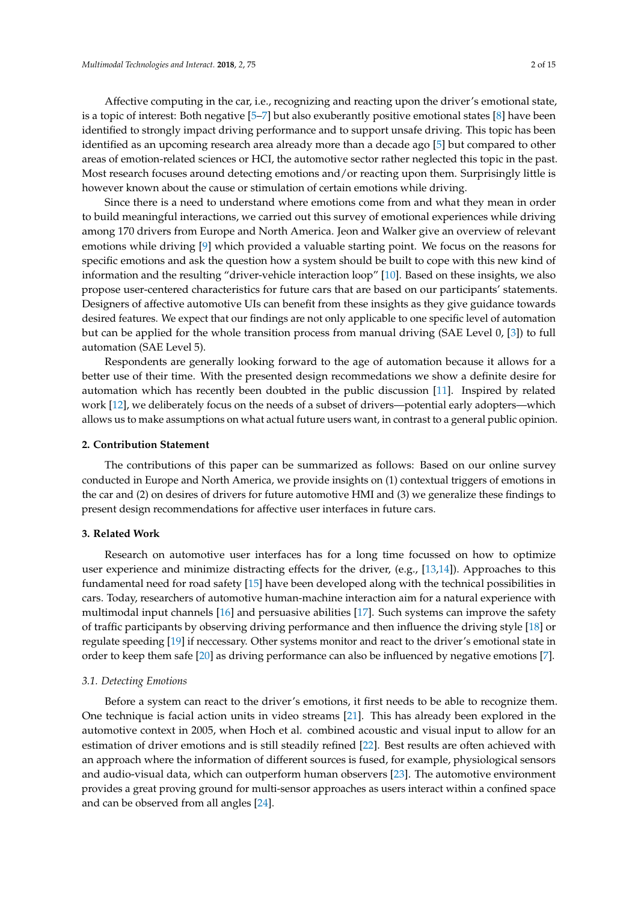Affective computing in the car, i.e., recognizing and reacting upon the driver's emotional state, is a topic of interest: Both negative [5–7] but also exuberantly positive emotional states [8] have been identified to strongly impact driving performance and to support unsafe driving. This topic has been identified as an upcoming research area already more than a decade ago [5] but compared to other areas of emotion-related sciences or HCI, the automotive sector rather neglected this topic in the past. Most research focuses around detecting emotions and/or reacting upon them. Surprisingly little is however known about the cause or stimulation of certain emotions while driving.

Since there is a need to understand where emotions come from and what they mean in order to build meaningful interactions, we carried out this survey of emotional experiences while driving among 170 drivers from Europe and North America. Jeon and Walker give an overview of relevant emotions while driving [9] which provided a valuable starting point. We focus on the reasons for specific emotions and ask the question how a system should be built to cope with this new kind of information and the resulting "driver-vehicle interaction loop" [10]. Based on these insights, we also propose user-centered characteristics for future cars that are based on our participants' statements. Designers of affective automotive UIs can benefit from these insights as they give guidance towards desired features. We expect that our findings are not only applicable to one specific level of automation but can be applied for the whole transition process from manual driving (SAE Level 0, [3]) to full automation (SAE Level 5).

Respondents are generally looking forward to the age of automation because it allows for a better use of their time. With the presented design recommedations we show a definite desire for automation which has recently been doubted in the public discussion [11]. Inspired by related work [12], we deliberately focus on the needs of a subset of drivers—potential early adopters—which allows us to make assumptions on what actual future users want, in contrast to a general public opinion.

## 2. Contribution Statement

The contributions of this paper can be summarized as follows: Based on our online survey conducted in Europe and North America, we provide insights on (1) contextual triggers of emotions in the car and (2) on desires of drivers for future automotive HMI and (3) we generalize these findings to present design recommendations for affective user interfaces in future cars.

## 3. Related Work

Research on automotive user interfaces has for a long time focussed on how to optimize user experience and minimize distracting effects for the driver, (e.g., [13,14]). Approaches to this fundamental need for road safety [15] have been developed along with the technical possibilities in cars. Today, researchers of automotive human-machine interaction aim for a natural experience with multimodal input channels [16] and persuasive abilities [17]. Such systems can improve the safety of traffic participants by observing driving performance and then influence the driving style [18] or regulate speeding [19] if neccessary. Other systems monitor and react to the driver's emotional state in order to keep them safe [20] as driving performance can also be influenced by negative emotions [7].

### *3.1. Detecting Emotions*

Before a system can react to the driver's emotions, it first needs to be able to recognize them. One technique is facial action units in video streams [21]. This has already been explored in the automotive context in 2005, when Hoch et al. combined acoustic and visual input to allow for an estimation of driver emotions and is still steadily refined [22]. Best results are often achieved with an approach where the information of different sources is fused, for example, physiological sensors and audio-visual data, which can outperform human observers [23]. The automotive environment provides a great proving ground for multi-sensor approaches as users interact within a confined space and can be observed from all angles [24].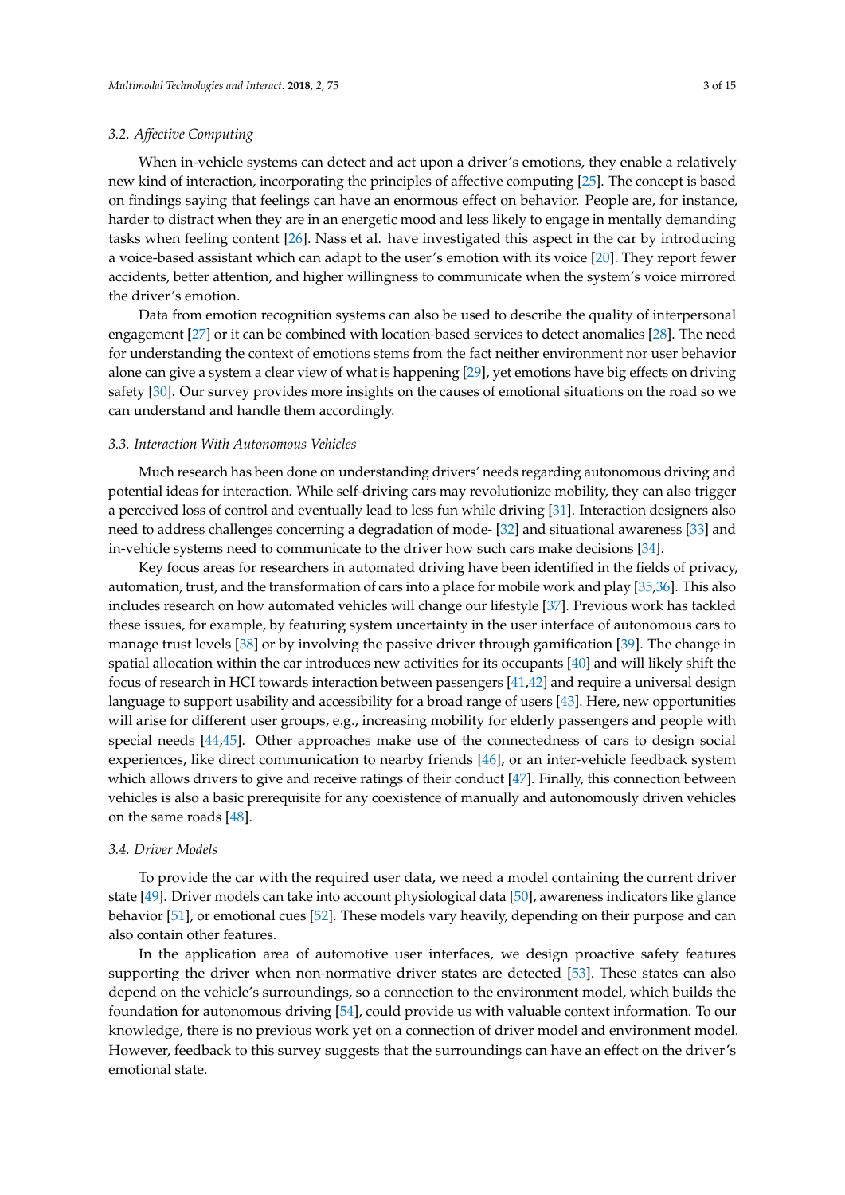### 3.2. Affective Computing

When in-vehicle systems can detect and act upon a driver's emotions, they enable a relatively new kind of interaction, incorporating the principles of affective computing [25]. The concept is based on findings saying that feelings can have an enormous effect on behavior. People are, for instance, harder to distract when they are in an energetic mood and less likely to engage in mentally demanding tasks when feeling content [26]. Nass et al. have investigated this aspect in the car by introducing a voice-based assistant which can adapt to the user's emotion with its voice [20]. They report fewer accidents, better attention, and higher willingness to communicate when the system's voice mirrored the driver's emotion.

Data from emotion recognition systems can also be used to describe the quality of interpersonal engagement [27] or it can be combined with location-based services to detect anomalies [28]. The need for understanding the context of emotions stems from the fact neither environment nor user behavior alone can give a system a clear view of what is happening [29], yet emotions have big effects on driving safety [30]. Our survey provides more insights on the causes of emotional situations on the road so we can understand and handle them accordingly.

### 3.3. Interaction With Autonomous Vehicles

Much research has been done on understanding drivers' needs regarding autonomous driving and potential ideas for interaction. While self-driving cars may revolutionize mobility, they can also trigger a perceived loss of control and eventually lead to less fun while driving [31]. Interaction designers also need to address challenges concerning a degradation of mode- [32] and situational awareness [33] and in-vehicle systems need to communicate to the driver how such cars make decisions [34].

Key focus areas for researchers in automated driving have been identified in the fields of privacy, automation, trust, and the transformation of cars into a place for mobile work and play [35,36]. This also includes research on how automated vehicles will change our lifestyle [37]. Previous work has tackled these issues, for example, by featuring system uncertainty in the user interface of autonomous cars to manage trust levels [38] or by involving the passive driver through gamification [39]. The change in spatial allocation within the car introduces new activities for its occupants [40] and will likely shift the focus of research in HCI towards interaction between passengers [41,42] and require a universal design language to support usability and accessibility for a broad range of users [43]. Here, new opportunities will arise for different user groups, e.g., increasing mobility for elderly passengers and people with special needs [44,45]. Other approaches make use of the connectedness of cars to design social experiences, like direct communication to nearby friends [46], or an inter-vehicle feedback system which allows drivers to give and receive ratings of their conduct [47]. Finally, this connection between vehicles is also a basic prerequisite for any coexistence of manually and autonomously driven vehicles on the same roads [48].

### 3.4. Driver Models

To provide the car with the required user data, we need a model containing the current driver state [49]. Driver models can take into account physiological data [50], awareness indicators like glance behavior [51], or emotional cues [52]. These models vary heavily, depending on their purpose and can also contain other features.

In the application area of automotive user interfaces, we design proactive safety features supporting the driver when non-normative driver states are detected [53]. These states can also depend on the vehicle's surroundings, so a connection to the environment model, which builds the foundation for autonomous driving [54], could provide us with valuable context information. To our knowledge, there is no previous work yet on a connection of driver model and environment model. However, feedback to this survey suggests that the surroundings can have an effect on the driver's emotional state.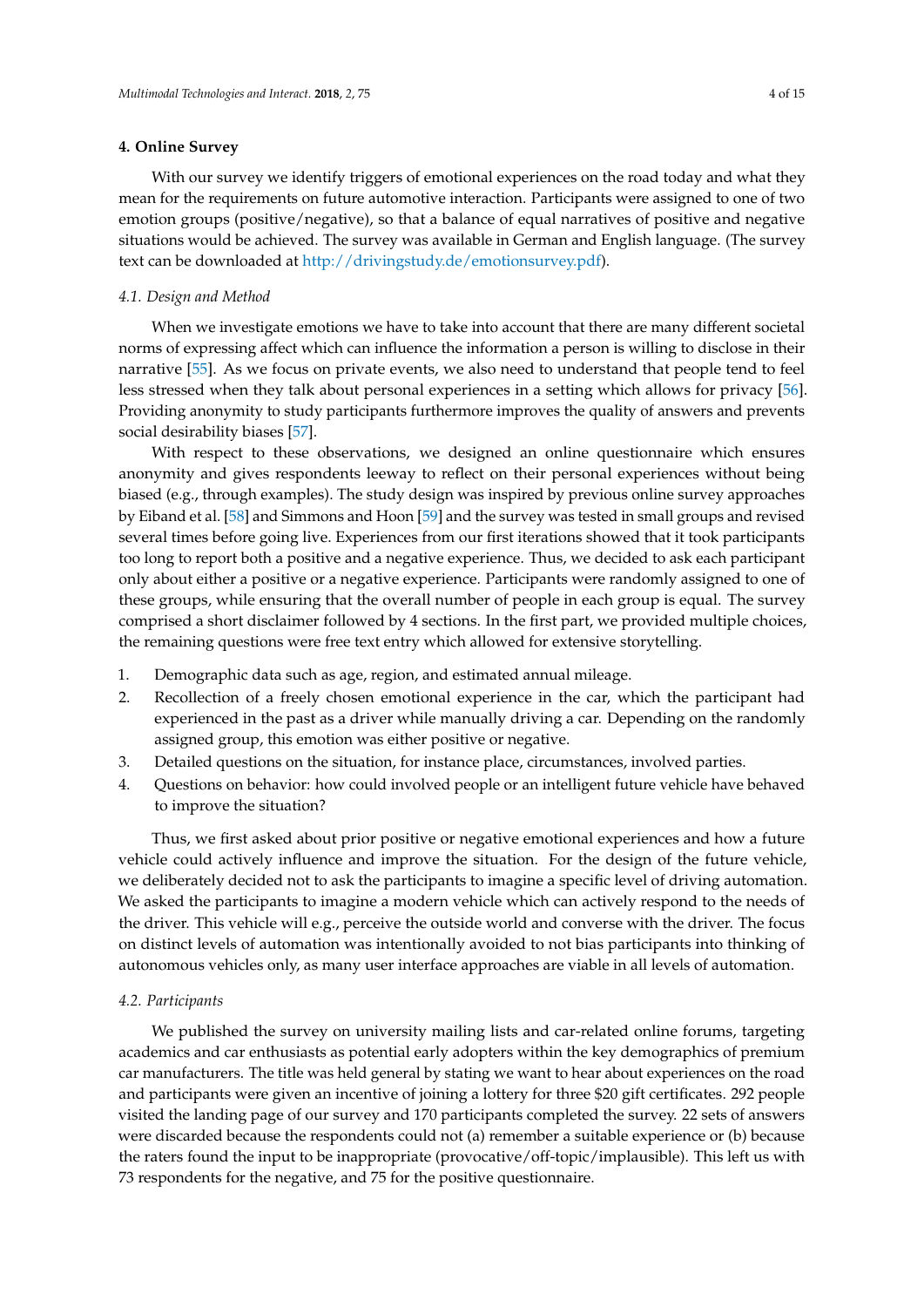## 4. Online Survey

With our survey we identify triggers of emotional experiences on the road today and what they mean for the requirements on future automotive interaction. Participants were assigned to one of two emotion groups (positive/negative), so that a balance of equal narratives of positive and negative situations would be achieved. The survey was available in German and English language. (The survey text can be downloaded at http://drivingstudy.de/emotionsurvey.pdf).

### *4.1. Design and Method*

When we investigate emotions we have to take into account that there are many different societal norms of expressing affect which can influence the information a person is willing to disclose in their narrative [55]. As we focus on private events, we also need to understand that people tend to feel less stressed when they talk about personal experiences in a setting which allows for privacy [56]. Providing anonymity to study participants furthermore improves the quality of answers and prevents social desirability biases [57].

With respect to these observations, we designed an online questionnaire which ensures anonymity and gives respondents leeway to reflect on their personal experiences without being biased (e.g., through examples). The study design was inspired by previous online survey approaches by Eiband et al. [58] and Simmons and Hoon [59] and the survey was tested in small groups and revised several times before going live. Experiences from our first iterations showed that it took participants too long to report both a positive and a negative experience. Thus, we decided to ask each participant only about either a positive or a negative experience. Participants were randomly assigned to one of these groups, while ensuring that the overall number of people in each group is equal. The survey comprised a short disclaimer followed by 4 sections. In the first part, we provided multiple choices, the remaining questions were free text entry which allowed for extensive storytelling.

1. Demographic data such as age, region, and estimated annual mileage.
2. Recollection of a freely chosen emotional experience in the car, which the participant had experienced in the past as a driver while manually driving a car. Depending on the randomly assigned group, this emotion was either positive or negative.
3. Detailed questions on the situation, for instance place, circumstances, involved parties.
4. Questions on behavior: how could involved people or an intelligent future vehicle have behaved to improve the situation?

Thus, we first asked about prior positive or negative emotional experiences and how a future vehicle could actively influence and improve the situation. For the design of the future vehicle, we deliberately decided not to ask the participants to imagine a specific level of driving automation. We asked the participants to imagine a modern vehicle which can actively respond to the needs of the driver. This vehicle will e.g., perceive the outside world and converse with the driver. The focus on distinct levels of automation was intentionally avoided to not bias participants into thinking of autonomous vehicles only, as many user interface approaches are viable in all levels of automation.

### *4.2. Participants*

We published the survey on university mailing lists and car-related online forums, targeting academics and car enthusiasts as potential early adopters within the key demographics of premium car manufacturers. The title was held general by stating we want to hear about experiences on the road and participants were given an incentive of joining a lottery for three $20 gift certificates. 292 people visited the landing page of our survey and 170 participants completed the survey. 22 sets of answers were discarded because the respondents could not (a) remember a suitable experience or (b) because the raters found the input to be inappropriate (provocative/off-topic/implausible). This left us with 73 respondents for the negative, and 75 for the positive questionnaire.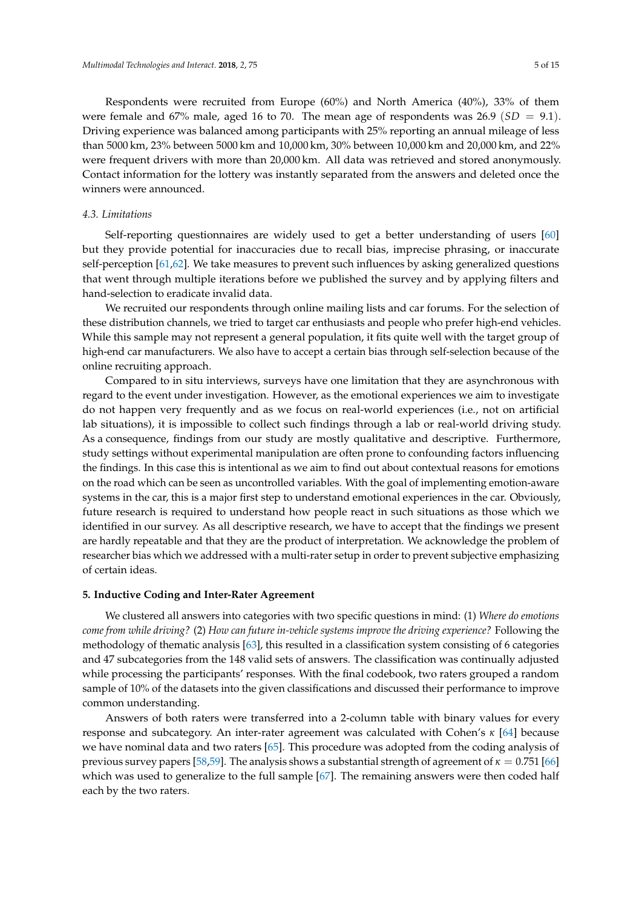Respondents were recruited from Europe (60%) and North America (40%), 33% of them were female and 67% male, aged 16 to 70. The mean age of respondents was 26.9 $(SD = 9.1)$. Driving experience was balanced among participants with 25% reporting an annual mileage of less than 5000 km, 23% between 5000 km and 10,000 km, 30% between 10,000 km and 20,000 km, and 22% were frequent drivers with more than 20,000 km. All data was retrieved and stored anonymously. Contact information for the lottery was instantly separated from the answers and deleted once the winners were announced.

### 4.3. Limitations

Self-reporting questionnaires are widely used to get a better understanding of users [60] but they provide potential for inaccuracies due to recall bias, imprecise phrasing, or inaccurate self-perception [61,62]. We take measures to prevent such influences by asking generalized questions that went through multiple iterations before we published the survey and by applying filters and hand-selection to eradicate invalid data.

We recruited our respondents through online mailing lists and car forums. For the selection of these distribution channels, we tried to target car enthusiasts and people who prefer high-end vehicles. While this sample may not represent a general population, it fits quite well with the target group of high-end car manufacturers. We also have to accept a certain bias through self-selection because of the online recruiting approach.

Compared to in situ interviews, surveys have one limitation that they are asynchronous with regard to the event under investigation. However, as the emotional experiences we aim to investigate do not happen very frequently and as we focus on real-world experiences (i.e., not on artificial lab situations), it is impossible to collect such findings through a lab or real-world driving study. As a consequence, findings from our study are mostly qualitative and descriptive. Furthermore, study settings without experimental manipulation are often prone to confounding factors influencing the findings. In this case this is intentional as we aim to find out about contextual reasons for emotions on the road which can be seen as uncontrolled variables. With the goal of implementing emotion-aware systems in the car, this is a major first step to understand emotional experiences in the car. Obviously, future research is required to understand how people react in such situations as those which we identified in our survey. As all descriptive research, we have to accept that the findings we present are hardly repeatable and that they are the product of interpretation. We acknowledge the problem of researcher bias which we addressed with a multi-rater setup in order to prevent subjective emphasizing of certain ideas.

## 5. Inductive Coding and Inter-Rater Agreement

We clustered all answers into categories with two specific questions in mind: (1) *Where do emotions come from while driving?* (2) *How can future in-vehicle systems improve the driving experience?* Following the methodology of thematic analysis [63], this resulted in a classification system consisting of 6 categories and 47 subcategories from the 148 valid sets of answers. The classification was continually adjusted while processing the participants' responses. With the final codebook, two raters grouped a random sample of 10% of the datasets into the given classifications and discussed their performance to improve common understanding.

Answers of both raters were transferred into a 2-column table with binary values for every response and subcategory. An inter-rater agreement was calculated with Cohen's $\kappa$ [64] because we have nominal data and two raters [65]. This procedure was adopted from the coding analysis of previous survey papers [58,59]. The analysis shows a substantial strength of agreement of $\kappa = 0.751$ [66] which was used to generalize to the full sample [67]. The remaining answers were then coded half each by the two raters.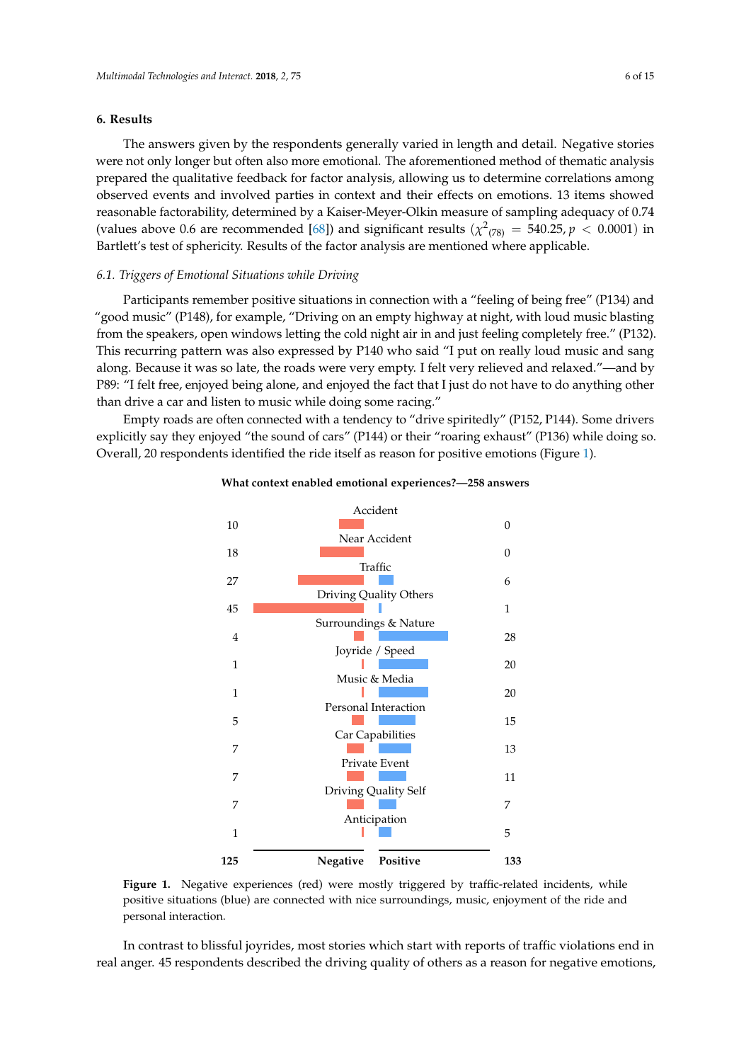## 6. Results

The answers given by the respondents generally varied in length and detail. Negative stories were not only longer but often also more emotional. The aforementioned method of thematic analysis prepared the qualitative feedback for factor analysis, allowing us to determine correlations among observed events and involved parties in context and their effects on emotions. 13 items showed reasonable factorability, determined by a Kaiser-Meyer-Olkin measure of sampling adequacy of 0.74 (values above 0.6 are recommended [68]) and significant results ($\chi^2_{(78)} = 540.25, p < 0.0001$) in Bartlett's test of sphericity. Results of the factor analysis are mentioned where applicable.

### 6.1. Triggers of Emotional Situations while Driving

Participants remember positive situations in connection with a "feeling of being free" (P134) and "good music" (P148), for example, "Driving on an empty highway at night, with loud music blasting from the speakers, open windows letting the cold night air in and just feeling completely free." (P132). This recurring pattern was also expressed by P140 who said "I put on really loud music and sang along. Because it was so late, the roads were very empty. I felt very relieved and relaxed."—and by P89: "I felt free, enjoyed being alone, and enjoyed the fact that I just do not have to do anything other than drive a car and listen to music while doing some racing."

Empty roads are often connected with a tendency to "drive spiritedly" (P152, P144). Some drivers explicitly say they enjoyed "the sound of cars" (P144) or their "roaring exhaust" (P136) while doing so. Overall, 20 respondents identified the ride itself as reason for positive emotions (Figure 1).

**What context enabled emotional experiences?—258 answers**

| Context | Negative | Positive |
| --- | --- | --- |
| Accident | 10 | 0 |
| Near Accident | 18 | 0 |
| Traffic | 27 | 6 |
| Driving Quality Others | 45 | 1 |
| Surroundings & Nature | 4 | 28 |
| Joyride / Speed | 1 | 20 |
| Music & Media | 1 | 20 |
| Personal Interaction | 5 | 15 |
| Car Capabilities | 7 | 13 |
| Private Event | 7 | 11 |
| Driving Quality Self | 7 | 7 |
| Anticipation | 1 | 5 |
| **Total** | **125** | **133** |

**Figure 1.** Negative experiences (red) were mostly triggered by traffic-related incidents, while positive situations (blue) are connected with nice surroundings, music, enjoyment of the ride and personal interaction.

In contrast to blissful joyrides, most stories which start with reports of traffic violations end in real anger. 45 respondents described the driving quality of others as a reason for negative emotions,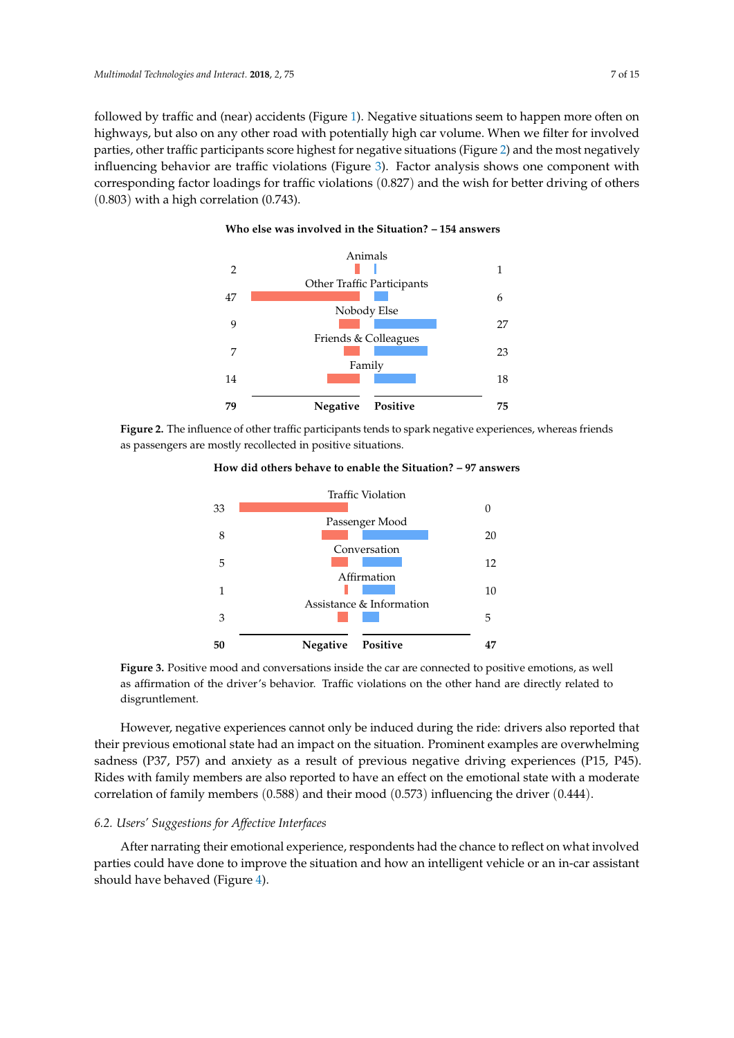followed by traffic and (near) accidents (Figure 1). Negative situations seem to happen more often on highways, but also on any other road with potentially high car volume. When we filter for involved parties, other traffic participants score highest for negative situations (Figure 2) and the most negatively influencing behavior are traffic violations (Figure 3). Factor analysis shows one component with corresponding factor loadings for traffic violations (0.827) and the wish for better driving of others (0.803) with a high correlation (0.743).

**Who else was involved in the Situation? – 154 answers**

| Negative | Involved party | Positive |
|---|---|---|
| 2 | Animals | 1 |
| 47 | Other Traffic Participants | 6 |
| 9 | Nobody Else | 27 |
| 7 | Friends & Colleagues | 23 |
| 14 | Family | 18 |
| **79** | **Negative / Positive** | **75** |

**Figure 2.** The influence of other traffic participants tends to spark negative experiences, whereas friends as passengers are mostly recollected in positive situations.

**How did others behave to enable the Situation? – 97 answers**

| Negative | Behavior | Positive |
|---|---|---|
| 33 | Traffic Violation | 0 |
| 8 | Passenger Mood | 20 |
| 5 | Conversation | 12 |
| 1 | Affirmation | 10 |
| 3 | Assistance & Information | 5 |
| **50** | **Negative / Positive** | **47** |

**Figure 3.** Positive mood and conversations inside the car are connected to positive emotions, as well as affirmation of the driver's behavior. Traffic violations on the other hand are directly related to disgruntlement.

However, negative experiences cannot only be induced during the ride: drivers also reported that their previous emotional state had an impact on the situation. Prominent examples are overwhelming sadness (P37, P57) and anxiety as a result of previous negative driving experiences (P15, P45). Rides with family members are also reported to have an effect on the emotional state with a moderate correlation of family members (0.588) and their mood (0.573) influencing the driver (0.444).

### 6.2. Users' Suggestions for Affective Interfaces

After narrating their emotional experience, respondents had the chance to reflect on what involved parties could have done to improve the situation and how an intelligent vehicle or an in-car assistant should have behaved (Figure 4).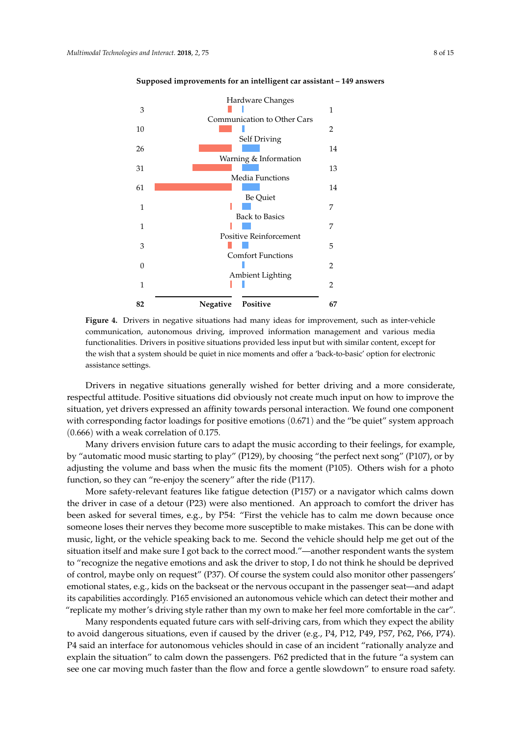**Supposed improvements for an intelligent car assistant – 149 answers**

| Category | Negative | Positive |
| --- | --- | --- |
| Hardware Changes | 3 | 1 |
| Communication to Other Cars | 10 | 2 |
| Self Driving | 26 | 14 |
| Warning & Information | 31 | 13 |
| Media Functions | 61 | 14 |
| Be Quiet | 1 | 7 |
| Back to Basics | 1 | 7 |
| Positive Reinforcement | 3 | 5 |
| Comfort Functions | 0 | 2 |
| Ambient Lighting | 1 | 2 |
| **Total** | **82** | **67** |

**Figure 4.** Drivers in negative situations had many ideas for improvement, such as inter-vehicle communication, autonomous driving, improved information management and various media functionalities. Drivers in positive situations provided less input but with similar content, except for the wish that a system should be quiet in nice moments and offer a 'back-to-basic' option for electronic assistance settings.

Drivers in negative situations generally wished for better driving and a more considerate, respectful attitude. Positive situations did obviously not create much input on how to improve the situation, yet drivers expressed an affinity towards personal interaction. We found one component with corresponding factor loadings for positive emotions (0.671) and the "be quiet" system approach (0.666) with a weak correlation of 0.175.

Many drivers envision future cars to adapt the music according to their feelings, for example, by "automatic mood music starting to play" (P129), by choosing "the perfect next song" (P107), or by adjusting the volume and bass when the music fits the moment (P105). Others wish for a photo function, so they can "re-enjoy the scenery" after the ride (P117).

More safety-relevant features like fatigue detection (P157) or a navigator which calms down the driver in case of a detour (P23) were also mentioned. An approach to comfort the driver has been asked for several times, e.g., by P54: "First the vehicle has to calm me down because once someone loses their nerves they become more susceptible to make mistakes. This can be done with music, light, or the vehicle speaking back to me. Second the vehicle should help me get out of the situation itself and make sure I got back to the correct mood."—another respondent wants the system to "recognize the negative emotions and ask the driver to stop, I do not think he should be deprived of control, maybe only on request" (P37). Of course the system could also monitor other passengers' emotional states, e.g., kids on the backseat or the nervous occupant in the passenger seat—and adapt its capabilities accordingly. P165 envisioned an autonomous vehicle which can detect their mother and "replicate my mother's driving style rather than my own to make her feel more comfortable in the car".

Many respondents equated future cars with self-driving cars, from which they expect the ability to avoid dangerous situations, even if caused by the driver (e.g., P4, P12, P49, P57, P62, P66, P74). P4 said an interface for autonomous vehicles should in case of an incident "rationally analyze and explain the situation" to calm down the passengers. P62 predicted that in the future "a system can see one car moving much faster than the flow and force a gentle slowdown" to ensure road safety.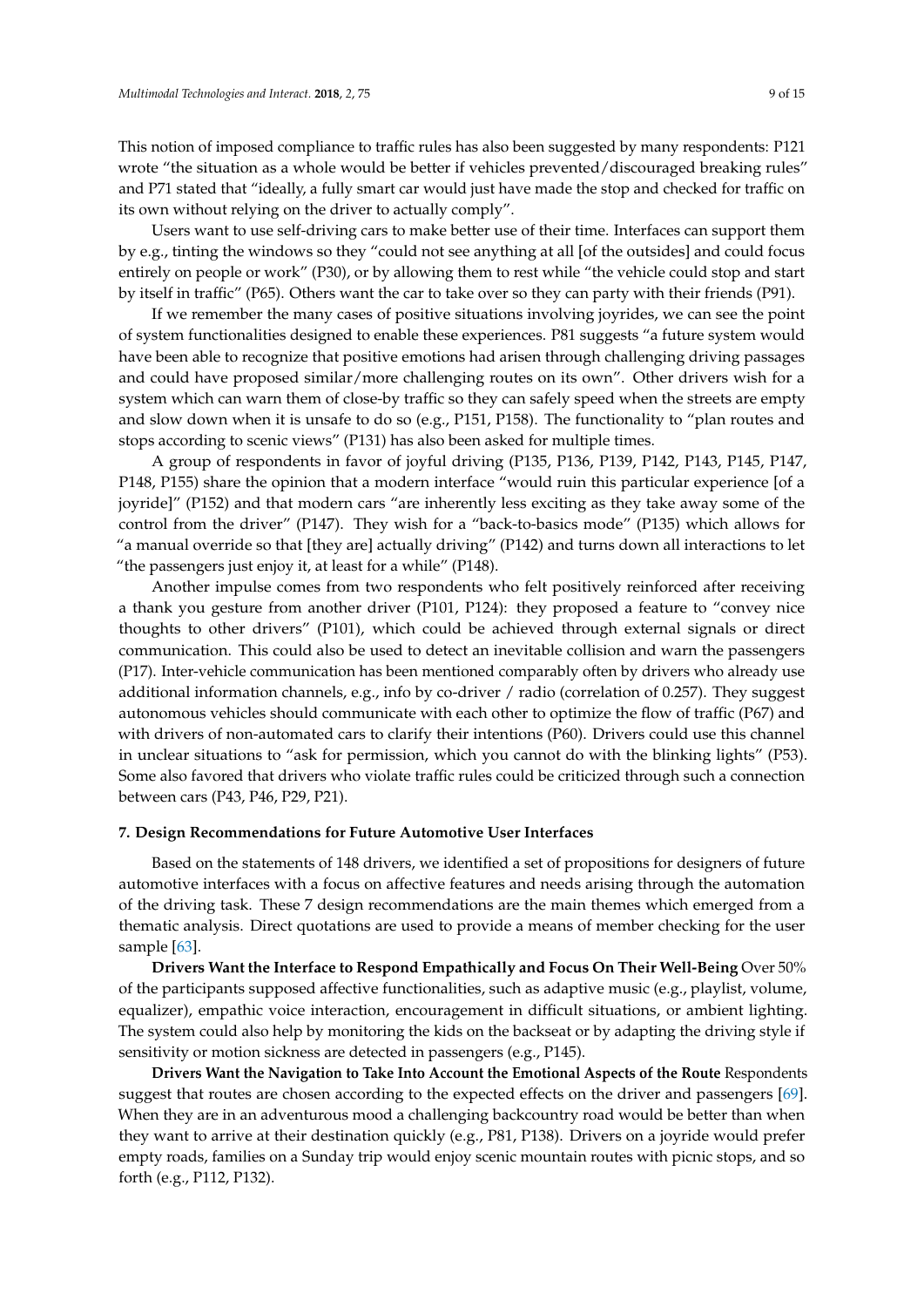This notion of imposed compliance to traffic rules has also been suggested by many respondents: P121 wrote "the situation as a whole would be better if vehicles prevented/discouraged breaking rules" and P71 stated that "ideally, a fully smart car would just have made the stop and checked for traffic on its own without relying on the driver to actually comply".

Users want to use self-driving cars to make better use of their time. Interfaces can support them by e.g., tinting the windows so they "could not see anything at all [of the outsides] and could focus entirely on people or work" (P30), or by allowing them to rest while "the vehicle could stop and start by itself in traffic" (P65). Others want the car to take over so they can party with their friends (P91).

If we remember the many cases of positive situations involving joyrides, we can see the point of system functionalities designed to enable these experiences. P81 suggests "a future system would have been able to recognize that positive emotions had arisen through challenging driving passages and could have proposed similar/more challenging routes on its own". Other drivers wish for a system which can warn them of close-by traffic so they can safely speed when the streets are empty and slow down when it is unsafe to do so (e.g., P151, P158). The functionality to "plan routes and stops according to scenic views" (P131) has also been asked for multiple times.

A group of respondents in favor of joyful driving (P135, P136, P139, P142, P143, P145, P147, P148, P155) share the opinion that a modern interface "would ruin this particular experience [of a joyride]" (P152) and that modern cars "are inherently less exciting as they take away some of the control from the driver" (P147). They wish for a "back-to-basics mode" (P135) which allows for "a manual override so that [they are] actually driving" (P142) and turns down all interactions to let "the passengers just enjoy it, at least for a while" (P148).

Another impulse comes from two respondents who felt positively reinforced after receiving a thank you gesture from another driver (P101, P124): they proposed a feature to "convey nice thoughts to other drivers" (P101), which could be achieved through external signals or direct communication. This could also be used to detect an inevitable collision and warn the passengers (P17). Inter-vehicle communication has been mentioned comparably often by drivers who already use additional information channels, e.g., info by co-driver / radio (correlation of 0.257). They suggest autonomous vehicles should communicate with each other to optimize the flow of traffic (P67) and with drivers of non-automated cars to clarify their intentions (P60). Drivers could use this channel in unclear situations to "ask for permission, which you cannot do with the blinking lights" (P53). Some also favored that drivers who violate traffic rules could be criticized through such a connection between cars (P43, P46, P29, P21).

## 7. Design Recommendations for Future Automotive User Interfaces

Based on the statements of 148 drivers, we identified a set of propositions for designers of future automotive interfaces with a focus on affective features and needs arising through the automation of the driving task. These 7 design recommendations are the main themes which emerged from a thematic analysis. Direct quotations are used to provide a means of member checking for the user sample [63].

**Drivers Want the Interface to Respond Empathically and Focus On Their Well-Being** Over 50% of the participants supposed affective functionalities, such as adaptive music (e.g., playlist, volume, equalizer), empathic voice interaction, encouragement in difficult situations, or ambient lighting. The system could also help by monitoring the kids on the backseat or by adapting the driving style if sensitivity or motion sickness are detected in passengers (e.g., P145).

**Drivers Want the Navigation to Take Into Account the Emotional Aspects of the Route** Respondents suggest that routes are chosen according to the expected effects on the driver and passengers [69]. When they are in an adventurous mood a challenging backcountry road would be better than when they want to arrive at their destination quickly (e.g., P81, P138). Drivers on a joyride would prefer empty roads, families on a Sunday trip would enjoy scenic mountain routes with picnic stops, and so forth (e.g., P112, P132).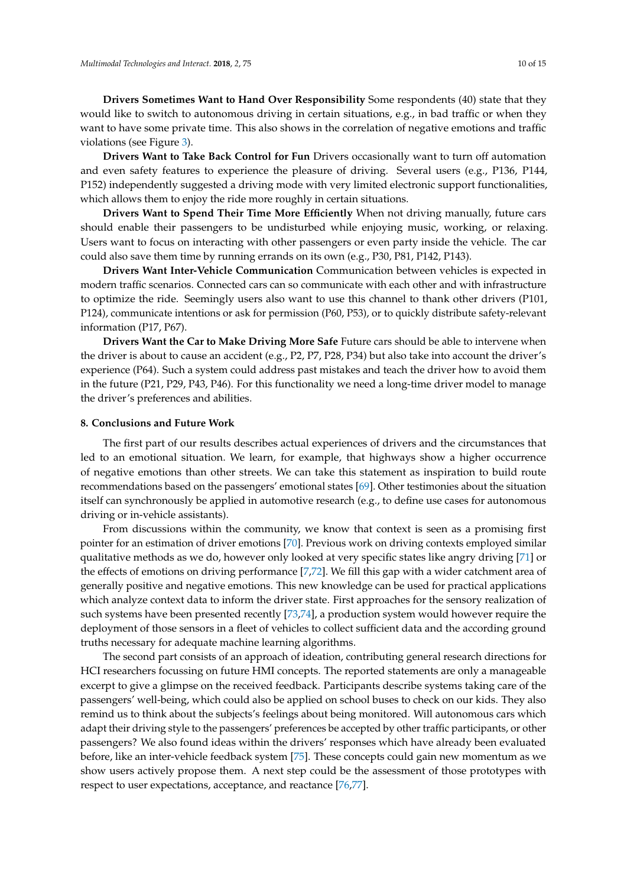**Drivers Sometimes Want to Hand Over Responsibility** Some respondents (40) state that they would like to switch to autonomous driving in certain situations, e.g., in bad traffic or when they want to have some private time. This also shows in the correlation of negative emotions and traffic violations (see Figure 3).

**Drivers Want to Take Back Control for Fun** Drivers occasionally want to turn off automation and even safety features to experience the pleasure of driving. Several users (e.g., P136, P144, P152) independently suggested a driving mode with very limited electronic support functionalities, which allows them to enjoy the ride more roughly in certain situations.

**Drivers Want to Spend Their Time More Efficiently** When not driving manually, future cars should enable their passengers to be undisturbed while enjoying music, working, or relaxing. Users want to focus on interacting with other passengers or even party inside the vehicle. The car could also save them time by running errands on its own (e.g., P30, P81, P142, P143).

**Drivers Want Inter-Vehicle Communication** Communication between vehicles is expected in modern traffic scenarios. Connected cars can so communicate with each other and with infrastructure to optimize the ride. Seemingly users also want to use this channel to thank other drivers (P101, P124), communicate intentions or ask for permission (P60, P53), or to quickly distribute safety-relevant information (P17, P67).

**Drivers Want the Car to Make Driving More Safe** Future cars should be able to intervene when the driver is about to cause an accident (e.g., P2, P7, P28, P34) but also take into account the driver's experience (P64). Such a system could address past mistakes and teach the driver how to avoid them in the future (P21, P29, P43, P46). For this functionality we need a long-time driver model to manage the driver's preferences and abilities.

## 8. Conclusions and Future Work

The first part of our results describes actual experiences of drivers and the circumstances that led to an emotional situation. We learn, for example, that highways show a higher occurrence of negative emotions than other streets. We can take this statement as inspiration to build route recommendations based on the passengers' emotional states [69]. Other testimonies about the situation itself can synchronously be applied in automotive research (e.g., to define use cases for autonomous driving or in-vehicle assistants).

From discussions within the community, we know that context is seen as a promising first pointer for an estimation of driver emotions [70]. Previous work on driving contexts employed similar qualitative methods as we do, however only looked at very specific states like angry driving [71] or the effects of emotions on driving performance [7,72]. We fill this gap with a wider catchment area of generally positive and negative emotions. This new knowledge can be used for practical applications which analyze context data to inform the driver state. First approaches for the sensory realization of such systems have been presented recently [73,74], a production system would however require the deployment of those sensors in a fleet of vehicles to collect sufficient data and the according ground truths necessary for adequate machine learning algorithms.

The second part consists of an approach of ideation, contributing general research directions for HCI researchers focussing on future HMI concepts. The reported statements are only a manageable excerpt to give a glimpse on the received feedback. Participants describe systems taking care of the passengers' well-being, which could also be applied on school buses to check on our kids. They also remind us to think about the subjects's feelings about being monitored. Will autonomous cars which adapt their driving style to the passengers' preferences be accepted by other traffic participants, or other passengers? We also found ideas within the drivers' responses which have already been evaluated before, like an inter-vehicle feedback system [75]. These concepts could gain new momentum as we show users actively propose them. A next step could be the assessment of those prototypes with respect to user expectations, acceptance, and reactance [76,77].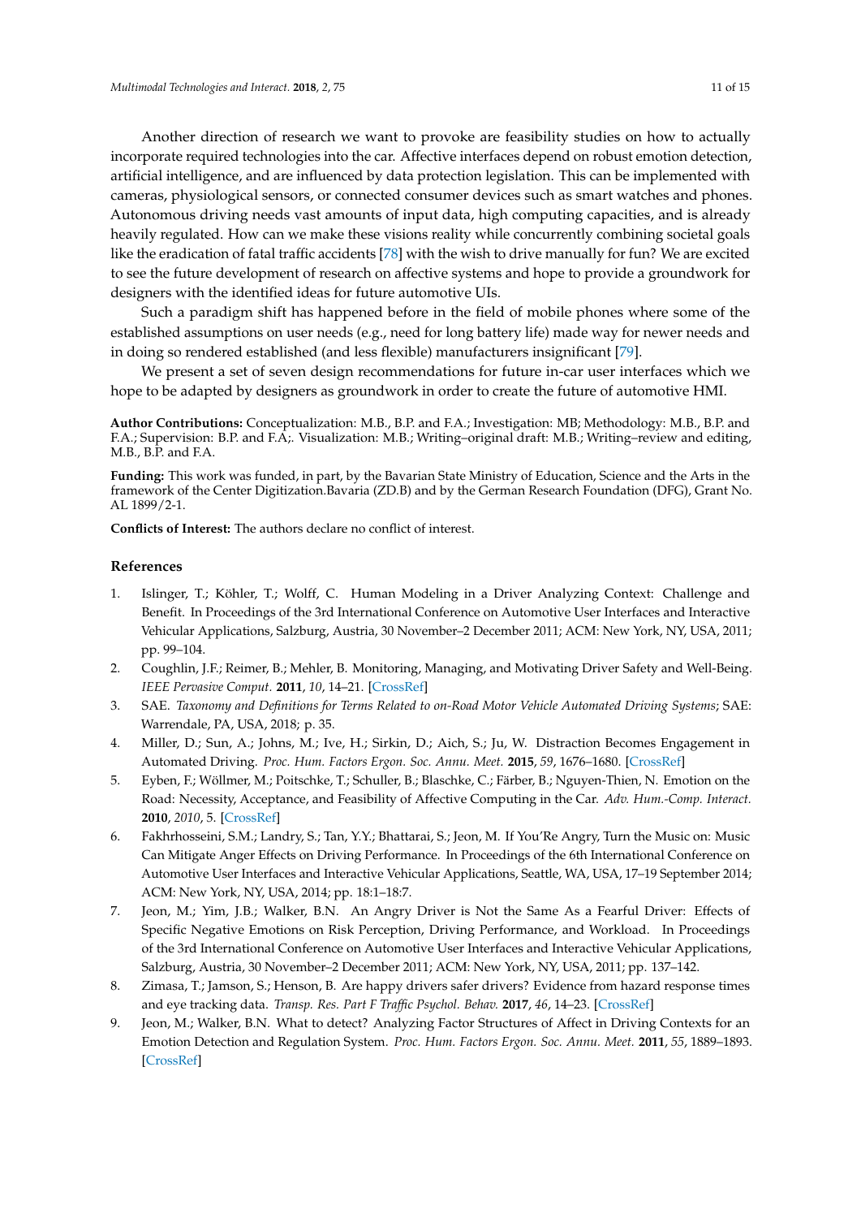Another direction of research we want to provoke are feasibility studies on how to actually incorporate required technologies into the car. Affective interfaces depend on robust emotion detection, artificial intelligence, and are influenced by data protection legislation. This can be implemented with cameras, physiological sensors, or connected consumer devices such as smart watches and phones. Autonomous driving needs vast amounts of input data, high computing capacities, and is already heavily regulated. How can we make these visions reality while concurrently combining societal goals like the eradication of fatal traffic accidents [78] with the wish to drive manually for fun? We are excited to see the future development of research on affective systems and hope to provide a groundwork for designers with the identified ideas for future automotive UIs.

Such a paradigm shift has happened before in the field of mobile phones where some of the established assumptions on user needs (e.g., need for long battery life) made way for newer needs and in doing so rendered established (and less flexible) manufacturers insignificant [79].

We present a set of seven design recommendations for future in-car user interfaces which we hope to be adapted by designers as groundwork in order to create the future of automotive HMI.

**Author Contributions:** Conceptualization: M.B., B.P. and F.A.; Investigation: MB; Methodology: M.B., B.P. and F.A.; Supervision: B.P. and F.A;. Visualization: M.B.; Writing–original draft: M.B.; Writing–review and editing, M.B., B.P. and F.A.

**Funding:** This work was funded, in part, by the Bavarian State Ministry of Education, Science and the Arts in the framework of the Center Digitization.Bavaria (ZD.B) and by the German Research Foundation (DFG), Grant No. AL 1899/2-1.

**Conflicts of Interest:** The authors declare no conflict of interest.

## References

1. Islinger, T.; Köhler, T.; Wolff, C. Human Modeling in a Driver Analyzing Context: Challenge and Benefit. In Proceedings of the 3rd International Conference on Automotive User Interfaces and Interactive Vehicular Applications, Salzburg, Austria, 30 November–2 December 2011; ACM: New York, NY, USA, 2011; pp. 99–104.
2. Coughlin, J.F.; Reimer, B.; Mehler, B. Monitoring, Managing, and Motivating Driver Safety and Well-Being. *IEEE Pervasive Comput.* **2011**, *10*, 14–21. [CrossRef]
3. SAE. *Taxonomy and Definitions for Terms Related to on-Road Motor Vehicle Automated Driving Systems*; SAE: Warrendale, PA, USA, 2018; p. 35.
4. Miller, D.; Sun, A.; Johns, M.; Ive, H.; Sirkin, D.; Aich, S.; Ju, W. Distraction Becomes Engagement in Automated Driving. *Proc. Hum. Factors Ergon. Soc. Annu. Meet.* **2015**, *59*, 1676–1680. [CrossRef]
5. Eyben, F.; Wöllmer, M.; Poitschke, T.; Schuller, B.; Blaschke, C.; Färber, B.; Nguyen-Thien, N. Emotion on the Road: Necessity, Acceptance, and Feasibility of Affective Computing in the Car. *Adv. Hum.-Comp. Interact.* **2010**, *2010*, 5. [CrossRef]
6. Fakhrhosseini, S.M.; Landry, S.; Tan, Y.Y.; Bhattarai, S.; Jeon, M. If You'Re Angry, Turn the Music on: Music Can Mitigate Anger Effects on Driving Performance. In Proceedings of the 6th International Conference on Automotive User Interfaces and Interactive Vehicular Applications, Seattle, WA, USA, 17–19 September 2014; ACM: New York, NY, USA, 2014; pp. 18:1–18:7.
7. Jeon, M.; Yim, J.B.; Walker, B.N. An Angry Driver is Not the Same As a Fearful Driver: Effects of Specific Negative Emotions on Risk Perception, Driving Performance, and Workload. In Proceedings of the 3rd International Conference on Automotive User Interfaces and Interactive Vehicular Applications, Salzburg, Austria, 30 November–2 December 2011; ACM: New York, NY, USA, 2011; pp. 137–142.
8. Zimasa, T.; Jamson, S.; Henson, B. Are happy drivers safer drivers? Evidence from hazard response times and eye tracking data. *Transp. Res. Part F Traffic Psychol. Behav.* **2017**, *46*, 14–23. [CrossRef]
9. Jeon, M.; Walker, B.N. What to detect? Analyzing Factor Structures of Affect in Driving Contexts for an Emotion Detection and Regulation System. *Proc. Hum. Factors Ergon. Soc. Annu. Meet.* **2011**, *55*, 1889–1893. [CrossRef]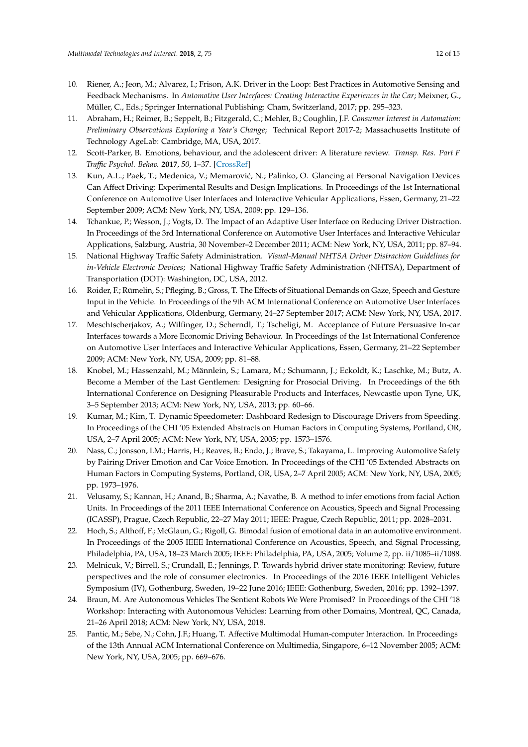10. Riener, A.; Jeon, M.; Alvarez, I.; Frison, A.K. Driver in the Loop: Best Practices in Automotive Sensing and Feedback Mechanisms. In *Automotive User Interfaces: Creating Interactive Experiences in the Car*; Meixner, G., Müller, C., Eds.; Springer International Publishing: Cham, Switzerland, 2017; pp. 295–323.
11. Abraham, H.; Reimer, B.; Seppelt, B.; Fitzgerald, C.; Mehler, B.; Coughlin, J.F. *Consumer Interest in Automation: Preliminary Observations Exploring a Year's Change*; Technical Report 2017-2; Massachusetts Institute of Technology AgeLab: Cambridge, MA, USA, 2017.
12. Scott-Parker, B. Emotions, behaviour, and the adolescent driver: A literature review. *Transp. Res. Part F Traffic Psychol. Behav.* **2017**, *50*, 1–37. [CrossRef]
13. Kun, A.L.; Paek, T.; Medenica, V.; Memarović, N.; Palinko, O. Glancing at Personal Navigation Devices Can Affect Driving: Experimental Results and Design Implications. In Proceedings of the 1st International Conference on Automotive User Interfaces and Interactive Vehicular Applications, Essen, Germany, 21–22 September 2009; ACM: New York, NY, USA, 2009; pp. 129–136.
14. Tchankue, P.; Wesson, J.; Vogts, D. The Impact of an Adaptive User Interface on Reducing Driver Distraction. In Proceedings of the 3rd International Conference on Automotive User Interfaces and Interactive Vehicular Applications, Salzburg, Austria, 30 November–2 December 2011; ACM: New York, NY, USA, 2011; pp. 87–94.
15. National Highway Traffic Safety Administration. *Visual-Manual NHTSA Driver Distraction Guidelines for in-Vehicle Electronic Devices*; National Highway Traffic Safety Administration (NHTSA), Department of Transportation (DOT): Washington, DC, USA, 2012.
16. Roider, F.; Rümelin, S.; Pfleging, B.; Gross, T. The Effects of Situational Demands on Gaze, Speech and Gesture Input in the Vehicle. In Proceedings of the 9th ACM International Conference on Automotive User Interfaces and Vehicular Applications, Oldenburg, Germany, 24–27 September 2017; ACM: New York, NY, USA, 2017.
17. Meschtscherjakov, A.; Wilfinger, D.; Scherndl, T.; Tscheligi, M. Acceptance of Future Persuasive In-car Interfaces towards a More Economic Driving Behaviour. In Proceedings of the 1st International Conference on Automotive User Interfaces and Interactive Vehicular Applications, Essen, Germany, 21–22 September 2009; ACM: New York, NY, USA, 2009; pp. 81–88.
18. Knobel, M.; Hassenzahl, M.; Männlein, S.; Lamara, M.; Schumann, J.; Eckoldt, K.; Laschke, M.; Butz, A. Become a Member of the Last Gentlemen: Designing for Prosocial Driving. In Proceedings of the 6th International Conference on Designing Pleasurable Products and Interfaces, Newcastle upon Tyne, UK, 3–5 September 2013; ACM: New York, NY, USA, 2013; pp. 60–66.
19. Kumar, M.; Kim, T. Dynamic Speedometer: Dashboard Redesign to Discourage Drivers from Speeding. In Proceedings of the CHI '05 Extended Abstracts on Human Factors in Computing Systems, Portland, OR, USA, 2–7 April 2005; ACM: New York, NY, USA, 2005; pp. 1573–1576.
20. Nass, C.; Jonsson, I.M.; Harris, H.; Reaves, B.; Endo, J.; Brave, S.; Takayama, L. Improving Automotive Safety by Pairing Driver Emotion and Car Voice Emotion. In Proceedings of the CHI '05 Extended Abstracts on Human Factors in Computing Systems, Portland, OR, USA, 2–7 April 2005; ACM: New York, NY, USA, 2005; pp. 1973–1976.
21. Velusamy, S.; Kannan, H.; Anand, B.; Sharma, A.; Navathe, B. A method to infer emotions from facial Action Units. In Proceedings of the 2011 IEEE International Conference on Acoustics, Speech and Signal Processing (ICASSP), Prague, Czech Republic, 22–27 May 2011; IEEE: Prague, Czech Republic, 2011; pp. 2028–2031.
22. Hoch, S.; Althoff, F.; McGlaun, G.; Rigoll, G. Bimodal fusion of emotional data in an automotive environment. In Proceedings of the 2005 IEEE International Conference on Acoustics, Speech, and Signal Processing, Philadelphia, PA, USA, 18–23 March 2005; IEEE: Philadelphia, PA, USA, 2005; Volume 2, pp. ii/1085–ii/1088.
23. Melnicuk, V.; Birrell, S.; Crundall, E.; Jennings, P. Towards hybrid driver state monitoring: Review, future perspectives and the role of consumer electronics. In Proceedings of the 2016 IEEE Intelligent Vehicles Symposium (IV), Gothenburg, Sweden, 19–22 June 2016; IEEE: Gothenburg, Sweden, 2016; pp. 1392–1397.
24. Braun, M. Are Autonomous Vehicles The Sentient Robots We Were Promised? In Proceedings of the CHI '18 Workshop: Interacting with Autonomous Vehicles: Learning from other Domains, Montreal, QC, Canada, 21–26 April 2018; ACM: New York, NY, USA, 2018.
25. Pantic, M.; Sebe, N.; Cohn, J.F.; Huang, T. Affective Multimodal Human-computer Interaction. In Proceedings of the 13th Annual ACM International Conference on Multimedia, Singapore, 6–12 November 2005; ACM: New York, NY, USA, 2005; pp. 669–676.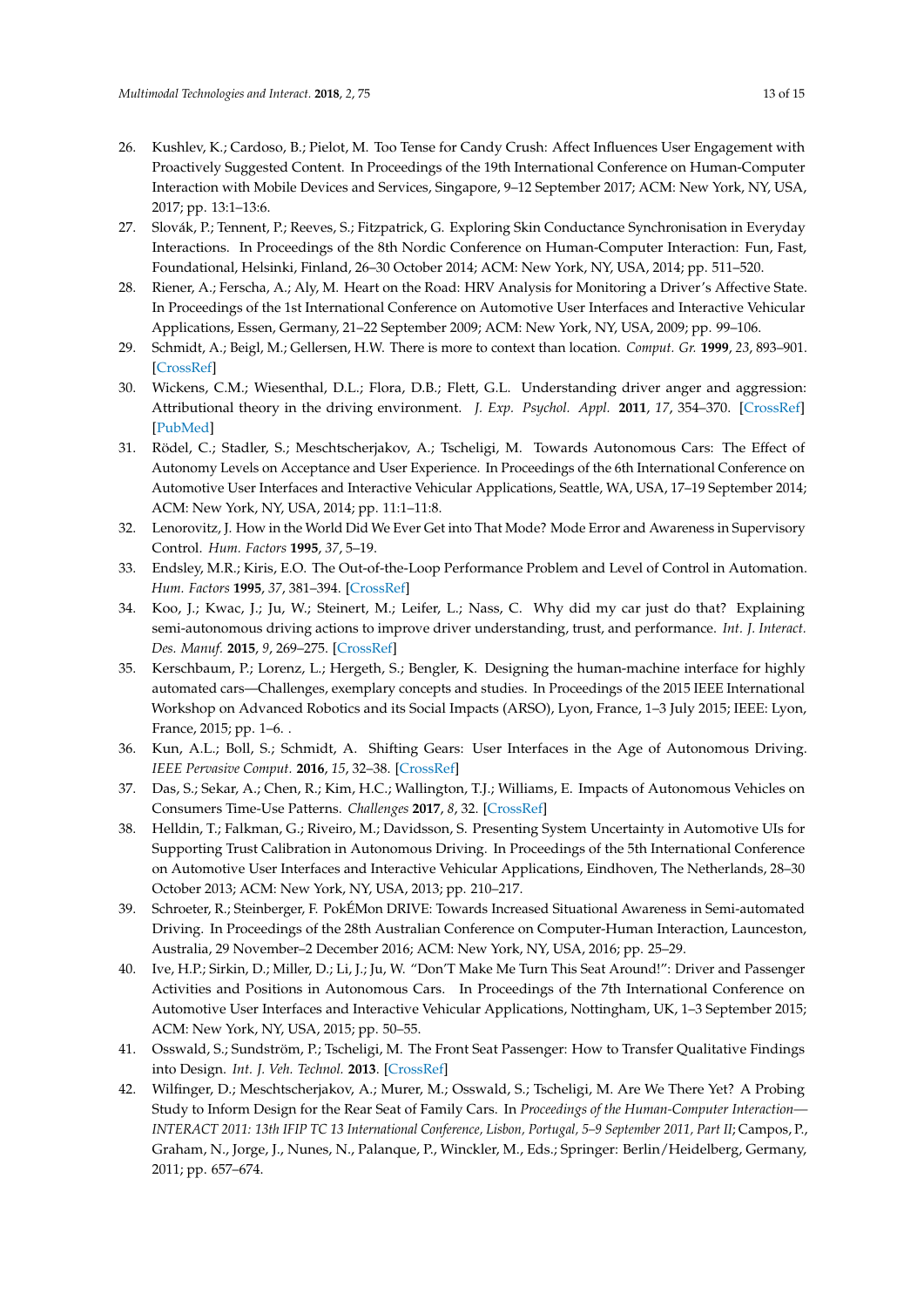26. Kushlev, K.; Cardoso, B.; Pielot, M. Too Tense for Candy Crush: Affect Influences User Engagement with Proactively Suggested Content. In Proceedings of the 19th International Conference on Human-Computer Interaction with Mobile Devices and Services, Singapore, 9–12 September 2017; ACM: New York, NY, USA, 2017; pp. 13:1–13:6.
27. Slovák, P.; Tennent, P.; Reeves, S.; Fitzpatrick, G. Exploring Skin Conductance Synchronisation in Everyday Interactions. In Proceedings of the 8th Nordic Conference on Human-Computer Interaction: Fun, Fast, Foundational, Helsinki, Finland, 26–30 October 2014; ACM: New York, NY, USA, 2014; pp. 511–520.
28. Riener, A.; Ferscha, A.; Aly, M. Heart on the Road: HRV Analysis for Monitoring a Driver's Affective State. In Proceedings of the 1st International Conference on Automotive User Interfaces and Interactive Vehicular Applications, Essen, Germany, 21–22 September 2009; ACM: New York, NY, USA, 2009; pp. 99–106.
29. Schmidt, A.; Beigl, M.; Gellersen, H.W. There is more to context than location. *Comput. Gr.* **1999**, *23*, 893–901. [CrossRef]
30. Wickens, C.M.; Wiesenthal, D.L.; Flora, D.B.; Flett, G.L. Understanding driver anger and aggression: Attributional theory in the driving environment. *J. Exp. Psychol. Appl.* **2011**, *17*, 354–370. [CrossRef] [PubMed]
31. Rödel, C.; Stadler, S.; Meschtscherjakov, A.; Tscheligi, M. Towards Autonomous Cars: The Effect of Autonomy Levels on Acceptance and User Experience. In Proceedings of the 6th International Conference on Automotive User Interfaces and Interactive Vehicular Applications, Seattle, WA, USA, 17–19 September 2014; ACM: New York, NY, USA, 2014; pp. 11:1–11:8.
32. Lenorovitz, J. How in the World Did We Ever Get into That Mode? Mode Error and Awareness in Supervisory Control. *Hum. Factors* **1995**, *37*, 5–19.
33. Endsley, M.R.; Kiris, E.O. The Out-of-the-Loop Performance Problem and Level of Control in Automation. *Hum. Factors* **1995**, *37*, 381–394. [CrossRef]
34. Koo, J.; Kwac, J.; Ju, W.; Steinert, M.; Leifer, L.; Nass, C. Why did my car just do that? Explaining semi-autonomous driving actions to improve driver understanding, trust, and performance. *Int. J. Interact. Des. Manuf.* **2015**, *9*, 269–275. [CrossRef]
35. Kerschbaum, P.; Lorenz, L.; Hergeth, S.; Bengler, K. Designing the human-machine interface for highly automated cars—Challenges, exemplary concepts and studies. In Proceedings of the 2015 IEEE International Workshop on Advanced Robotics and its Social Impacts (ARSO), Lyon, France, 1–3 July 2015; IEEE: Lyon, France, 2015; pp. 1–6. .
36. Kun, A.L.; Boll, S.; Schmidt, A. Shifting Gears: User Interfaces in the Age of Autonomous Driving. *IEEE Pervasive Comput.* **2016**, *15*, 32–38. [CrossRef]
37. Das, S.; Sekar, A.; Chen, R.; Kim, H.C.; Wallington, T.J.; Williams, E. Impacts of Autonomous Vehicles on Consumers Time-Use Patterns. *Challenges* **2017**, *8*, 32. [CrossRef]
38. Helldin, T.; Falkman, G.; Riveiro, M.; Davidsson, S. Presenting System Uncertainty in Automotive UIs for Supporting Trust Calibration in Autonomous Driving. In Proceedings of the 5th International Conference on Automotive User Interfaces and Interactive Vehicular Applications, Eindhoven, The Netherlands, 28–30 October 2013; ACM: New York, NY, USA, 2013; pp. 210–217.
39. Schroeter, R.; Steinberger, F. PokÉMon DRIVE: Towards Increased Situational Awareness in Semi-automated Driving. In Proceedings of the 28th Australian Conference on Computer-Human Interaction, Launceston, Australia, 29 November–2 December 2016; ACM: New York, NY, USA, 2016; pp. 25–29.
40. Ive, H.P.; Sirkin, D.; Miller, D.; Li, J.; Ju, W. "Don'T Make Me Turn This Seat Around!": Driver and Passenger Activities and Positions in Autonomous Cars. In Proceedings of the 7th International Conference on Automotive User Interfaces and Interactive Vehicular Applications, Nottingham, UK, 1–3 September 2015; ACM: New York, NY, USA, 2015; pp. 50–55.
41. Osswald, S.; Sundström, P.; Tscheligi, M. The Front Seat Passenger: How to Transfer Qualitative Findings into Design. *Int. J. Veh. Technol.* **2013**. [CrossRef]
42. Wilfinger, D.; Meschtscherjakov, A.; Murer, M.; Osswald, S.; Tscheligi, M. Are We There Yet? A Probing Study to Inform Design for the Rear Seat of Family Cars. In *Proceedings of the Human-Computer Interaction—INTERACT 2011: 13th IFIP TC 13 International Conference, Lisbon, Portugal, 5–9 September 2011, Part II*; Campos, P., Graham, N., Jorge, J., Nunes, N., Palanque, P., Winckler, M., Eds.; Springer: Berlin/Heidelberg, Germany, 2011; pp. 657–674.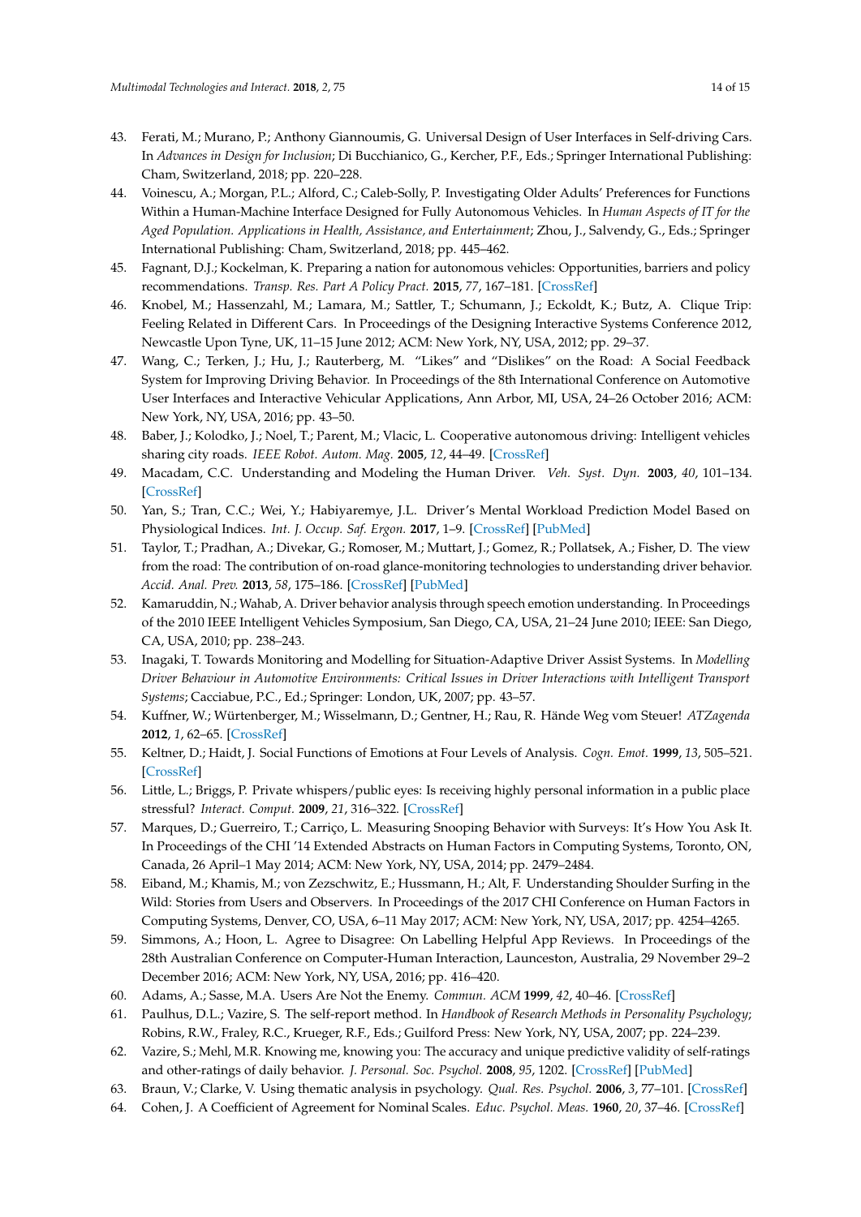43. Ferati, M.; Murano, P.; Anthony Giannoumis, G. Universal Design of User Interfaces in Self-driving Cars. In *Advances in Design for Inclusion*; Di Bucchianico, G., Kercher, P.F., Eds.; Springer International Publishing: Cham, Switzerland, 2018; pp. 220–228.
44. Voinescu, A.; Morgan, P.L.; Alford, C.; Caleb-Solly, P. Investigating Older Adults' Preferences for Functions Within a Human-Machine Interface Designed for Fully Autonomous Vehicles. In *Human Aspects of IT for the Aged Population. Applications in Health, Assistance, and Entertainment*; Zhou, J., Salvendy, G., Eds.; Springer International Publishing: Cham, Switzerland, 2018; pp. 445–462.
45. Fagnant, D.J.; Kockelman, K. Preparing a nation for autonomous vehicles: Opportunities, barriers and policy recommendations. *Transp. Res. Part A Policy Pract.* **2015**, *77*, 167–181. [CrossRef]
46. Knobel, M.; Hassenzahl, M.; Lamara, M.; Sattler, T.; Schumann, J.; Eckoldt, K.; Butz, A. Clique Trip: Feeling Related in Different Cars. In Proceedings of the Designing Interactive Systems Conference 2012, Newcastle Upon Tyne, UK, 11–15 June 2012; ACM: New York, NY, USA, 2012; pp. 29–37.
47. Wang, C.; Terken, J.; Hu, J.; Rauterberg, M. "Likes" and "Dislikes" on the Road: A Social Feedback System for Improving Driving Behavior. In Proceedings of the 8th International Conference on Automotive User Interfaces and Interactive Vehicular Applications, Ann Arbor, MI, USA, 24–26 October 2016; ACM: New York, NY, USA, 2016; pp. 43–50.
48. Baber, J.; Kolodko, J.; Noel, T.; Parent, M.; Vlacic, L. Cooperative autonomous driving: Intelligent vehicles sharing city roads. *IEEE Robot. Autom. Mag.* **2005**, *12*, 44–49. [CrossRef]
49. Macadam, C.C. Understanding and Modeling the Human Driver. *Veh. Syst. Dyn.* **2003**, *40*, 101–134. [CrossRef]
50. Yan, S.; Tran, C.C.; Wei, Y.; Habiyaremye, J.L. Driver's Mental Workload Prediction Model Based on Physiological Indices. *Int. J. Occup. Saf. Ergon.* **2017**, 1–9. [CrossRef] [PubMed]
51. Taylor, T.; Pradhan, A.; Divekar, G.; Romoser, M.; Muttart, J.; Gomez, R.; Pollatsek, A.; Fisher, D. The view from the road: The contribution of on-road glance-monitoring technologies to understanding driver behavior. *Accid. Anal. Prev.* **2013**, *58*, 175–186. [CrossRef] [PubMed]
52. Kamaruddin, N.; Wahab, A. Driver behavior analysis through speech emotion understanding. In Proceedings of the 2010 IEEE Intelligent Vehicles Symposium, San Diego, CA, USA, 21–24 June 2010; IEEE: San Diego, CA, USA, 2010; pp. 238–243.
53. Inagaki, T. Towards Monitoring and Modelling for Situation-Adaptive Driver Assist Systems. In *Modelling Driver Behaviour in Automotive Environments: Critical Issues in Driver Interactions with Intelligent Transport Systems*; Cacciabue, P.C., Ed.; Springer: London, UK, 2007; pp. 43–57.
54. Kuffner, W.; Würtenberger, M.; Wisselmann, D.; Gentner, H.; Rau, R. Hände Weg vom Steuer! *ATZagenda* **2012**, *1*, 62–65. [CrossRef]
55. Keltner, D.; Haidt, J. Social Functions of Emotions at Four Levels of Analysis. *Cogn. Emot.* **1999**, *13*, 505–521. [CrossRef]
56. Little, L.; Briggs, P. Private whispers/public eyes: Is receiving highly personal information in a public place stressful? *Interact. Comput.* **2009**, *21*, 316–322. [CrossRef]
57. Marques, D.; Guerreiro, T.; Carriço, L. Measuring Snooping Behavior with Surveys: It's How You Ask It. In Proceedings of the CHI '14 Extended Abstracts on Human Factors in Computing Systems, Toronto, ON, Canada, 26 April–1 May 2014; ACM: New York, NY, USA, 2014; pp. 2479–2484.
58. Eiband, M.; Khamis, M.; von Zezschwitz, E.; Hussmann, H.; Alt, F. Understanding Shoulder Surfing in the Wild: Stories from Users and Observers. In Proceedings of the 2017 CHI Conference on Human Factors in Computing Systems, Denver, CO, USA, 6–11 May 2017; ACM: New York, NY, USA, 2017; pp. 4254–4265.
59. Simmons, A.; Hoon, L. Agree to Disagree: On Labelling Helpful App Reviews. In Proceedings of the 28th Australian Conference on Computer-Human Interaction, Launceston, Australia, 29 November 29–2 December 2016; ACM: New York, NY, USA, 2016; pp. 416–420.
60. Adams, A.; Sasse, M.A. Users Are Not the Enemy. *Commun. ACM* **1999**, *42*, 40–46. [CrossRef]
61. Paulhus, D.L.; Vazire, S. The self-report method. In *Handbook of Research Methods in Personality Psychology*; Robins, R.W., Fraley, R.C., Krueger, R.F., Eds.; Guilford Press: New York, NY, USA, 2007; pp. 224–239.
62. Vazire, S.; Mehl, M.R. Knowing me, knowing you: The accuracy and unique predictive validity of self-ratings and other-ratings of daily behavior. *J. Personal. Soc. Psychol.* **2008**, *95*, 1202. [CrossRef] [PubMed]
63. Braun, V.; Clarke, V. Using thematic analysis in psychology. *Qual. Res. Psychol.* **2006**, *3*, 77–101. [CrossRef]
64. Cohen, J. A Coefficient of Agreement for Nominal Scales. *Educ. Psychol. Meas.* **1960**, *20*, 37–46. [CrossRef]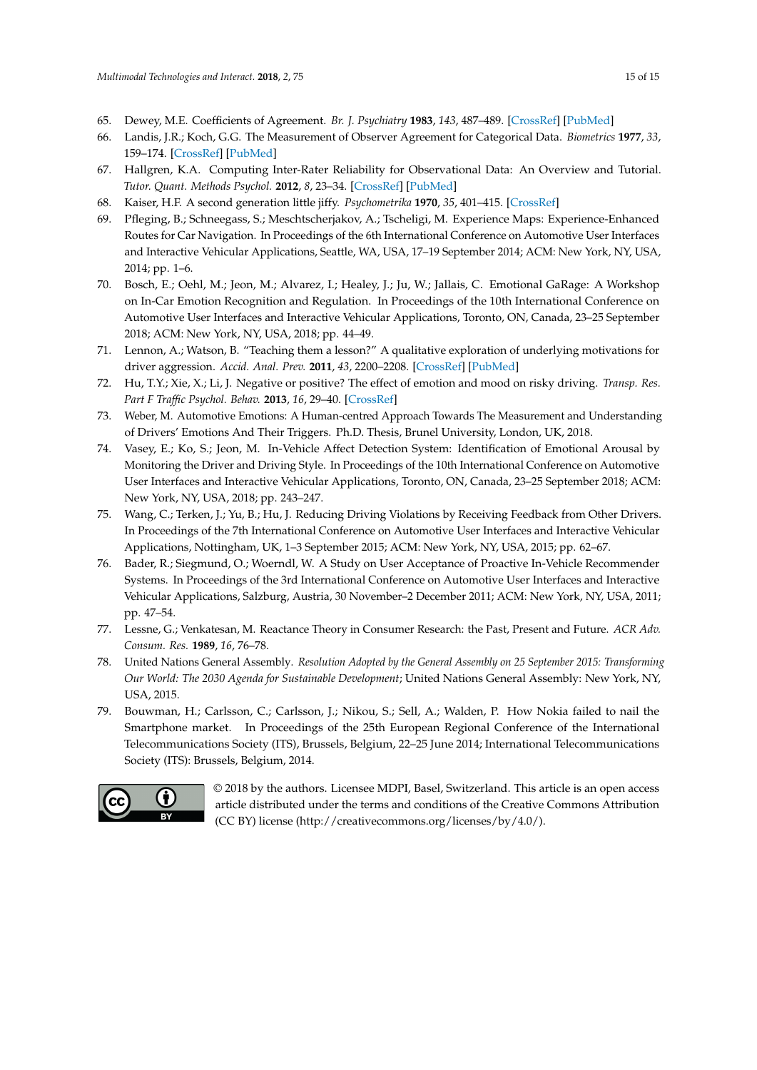65. Dewey, M.E. Coefficients of Agreement. *Br. J. Psychiatry* **1983**, *143*, 487–489. [CrossRef] [PubMed]
66. Landis, J.R.; Koch, G.G. The Measurement of Observer Agreement for Categorical Data. *Biometrics* **1977**, *33*, 159–174. [CrossRef] [PubMed]
67. Hallgren, K.A. Computing Inter-Rater Reliability for Observational Data: An Overview and Tutorial. *Tutor. Quant. Methods Psychol.* **2012**, *8*, 23–34. [CrossRef] [PubMed]
68. Kaiser, H.F. A second generation little jiffy. *Psychometrika* **1970**, *35*, 401–415. [CrossRef]
69. Pfleging, B.; Schneegass, S.; Meschtscherjakov, A.; Tscheligi, M. Experience Maps: Experience-Enhanced Routes for Car Navigation. In Proceedings of the 6th International Conference on Automotive User Interfaces and Interactive Vehicular Applications, Seattle, WA, USA, 17–19 September 2014; ACM: New York, NY, USA, 2014; pp. 1–6.
70. Bosch, E.; Oehl, M.; Jeon, M.; Alvarez, I.; Healey, J.; Ju, W.; Jallais, C. Emotional GaRage: A Workshop on In-Car Emotion Recognition and Regulation. In Proceedings of the 10th International Conference on Automotive User Interfaces and Interactive Vehicular Applications, Toronto, ON, Canada, 23–25 September 2018; ACM: New York, NY, USA, 2018; pp. 44–49.
71. Lennon, A.; Watson, B. "Teaching them a lesson?" A qualitative exploration of underlying motivations for driver aggression. *Accid. Anal. Prev.* **2011**, *43*, 2200–2208. [CrossRef] [PubMed]
72. Hu, T.Y.; Xie, X.; Li, J. Negative or positive? The effect of emotion and mood on risky driving. *Transp. Res. Part F Traffic Psychol. Behav.* **2013**, *16*, 29–40. [CrossRef]
73. Weber, M. Automotive Emotions: A Human-centred Approach Towards The Measurement and Understanding of Drivers' Emotions And Their Triggers. Ph.D. Thesis, Brunel University, London, UK, 2018.
74. Vasey, E.; Ko, S.; Jeon, M. In-Vehicle Affect Detection System: Identification of Emotional Arousal by Monitoring the Driver and Driving Style. In Proceedings of the 10th International Conference on Automotive User Interfaces and Interactive Vehicular Applications, Toronto, ON, Canada, 23–25 September 2018; ACM: New York, NY, USA, 2018; pp. 243–247.
75. Wang, C.; Terken, J.; Yu, B.; Hu, J. Reducing Driving Violations by Receiving Feedback from Other Drivers. In Proceedings of the 7th International Conference on Automotive User Interfaces and Interactive Vehicular Applications, Nottingham, UK, 1–3 September 2015; ACM: New York, NY, USA, 2015; pp. 62–67.
76. Bader, R.; Siegmund, O.; Woerndl, W. A Study on User Acceptance of Proactive In-Vehicle Recommender Systems. In Proceedings of the 3rd International Conference on Automotive User Interfaces and Interactive Vehicular Applications, Salzburg, Austria, 30 November–2 December 2011; ACM: New York, NY, USA, 2011; pp. 47–54.
77. Lessne, G.; Venkatesan, M. Reactance Theory in Consumer Research: the Past, Present and Future. *ACR Adv. Consum. Res.* **1989**, *16*, 76–78.
78. United Nations General Assembly. *Resolution Adopted by the General Assembly on 25 September 2015: Transforming Our World: The 2030 Agenda for Sustainable Development*; United Nations General Assembly: New York, NY, USA, 2015.
79. Bouwman, H.; Carlsson, C.; Carlsson, J.; Nikou, S.; Sell, A.; Walden, P. How Nokia failed to nail the Smartphone market. In Proceedings of the 25th European Regional Conference of the International Telecommunications Society (ITS), Brussels, Belgium, 22–25 June 2014; International Telecommunications Society (ITS): Brussels, Belgium, 2014.

© 2018 by the authors. Licensee MDPI, Basel, Switzerland. This article is an open access article distributed under the terms and conditions of the Creative Commons Attribution (CC BY) license (http://creativecommons.org/licenses/by/4.0/).